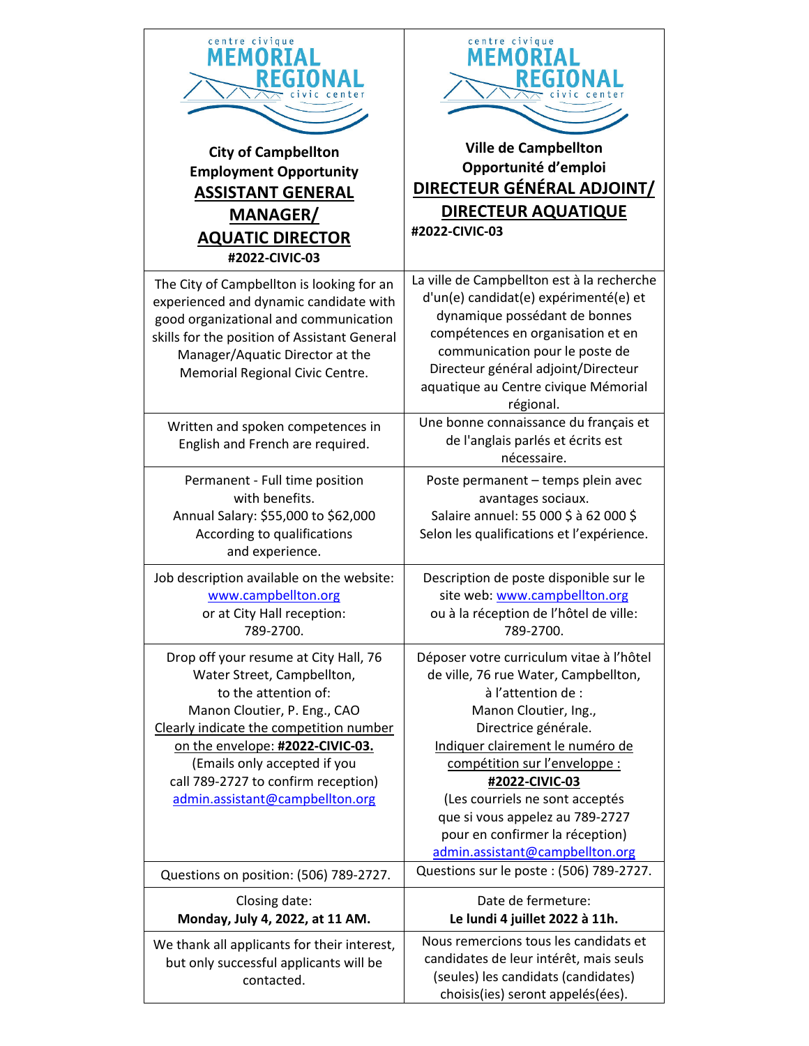| centre civique MEMORIAL REGIONAL civic center<br><br>**City of Campbellton**<br>**Employment Opportunity**<br>**<u>ASSISTANT GENERAL MANAGER/ AQUATIC DIRECTOR</u>**<br>**#2022-CIVIC-03** | centre civique MEMORIAL REGIONAL civic center<br><br>**Ville de Campbellton**<br>**Opportunité d'emploi**<br>**<u>DIRECTEUR GÉNÉRAL ADJOINT/ DIRECTEUR AQUATIQUE</u>**<br>**#2022-CIVIC-03** |
|---|---|
| The City of Campbellton is looking for an experienced and dynamic candidate with good organizational and communication skills for the position of Assistant General Manager/Aquatic Director at the Memorial Regional Civic Centre. | La ville de Campbellton est à la recherche d'un(e) candidat(e) expérimenté(e) et dynamique possédant de bonnes compétences en organisation et en communication pour le poste de Directeur général adjoint/Directeur aquatique au Centre civique Mémorial régional. |
| Written and spoken competences in English and French are required. | Une bonne connaissance du français et de l'anglais parlés et écrits est nécessaire. |
| Permanent - Full time position with benefits.<br>Annual Salary: $55,000 to $62,000<br>According to qualifications and experience. | Poste permanent – temps plein avec avantages sociaux.<br>Salaire annuel: 55 000 $ à 62 000 $<br>Selon les qualifications et l'expérience. |
| Job description available on the website: www.campbellton.org<br>or at City Hall reception:<br>789-2700. | Description de poste disponible sur le site web: www.campbellton.org<br>ou à la réception de l'hôtel de ville:<br>789-2700. |
| Drop off your resume at City Hall, 76 Water Street, Campbellton,<br>to the attention of:<br>Manon Cloutier, P. Eng., CAO<br><u>Clearly indicate the competition number on the envelope: **#2022-CIVIC-03.**</u><br>(Emails only accepted if you call 789-2727 to confirm reception)<br>admin.assistant@campbellton.org | Déposer votre curriculum vitae à l'hôtel de ville, 76 rue Water, Campbellton,<br>à l'attention de :<br>Manon Cloutier, Ing.,<br>Directrice générale.<br><u>Indiquer clairement le numéro de compétition sur l'enveloppe :</u><br>**<u>#2022-CIVIC-03</u>**<br>(Les courriels ne sont acceptés que si vous appelez au 789-2727 pour en confirmer la réception)<br>admin.assistant@campbellton.org |
| Questions on position: (506) 789-2727. | Questions sur le poste : (506) 789-2727. |
| Closing date:<br>**Monday, July 4, 2022, at 11 AM.** | Date de fermeture:<br>**Le lundi 4 juillet 2022 à 11h.** |
| We thank all applicants for their interest, but only successful applicants will be contacted. | Nous remercions tous les candidats et candidates de leur intérêt, mais seuls (seules) les candidats (candidates) choisis(ies) seront appelés(ées). |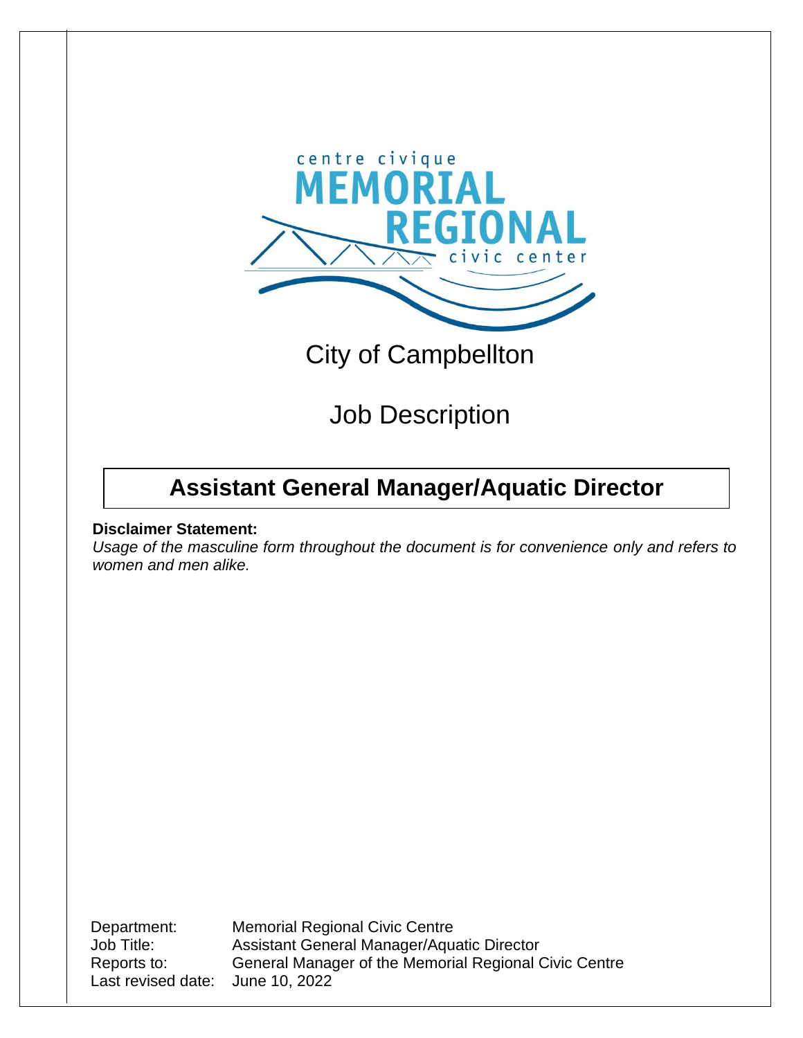centre civique MEMORIAL REGIONAL civic center

City of Campbellton

Job Description

# Assistant General Manager/Aquatic Director

**Disclaimer Statement:**

*Usage of the masculine form throughout the document is for convenience only and refers to women and men alike.*

| | |
|---|---|
| Department: | Memorial Regional Civic Centre |
| Job Title: | Assistant General Manager/Aquatic Director |
| Reports to: | General Manager of the Memorial Regional Civic Centre |
| Last revised date: | June 10, 2022 |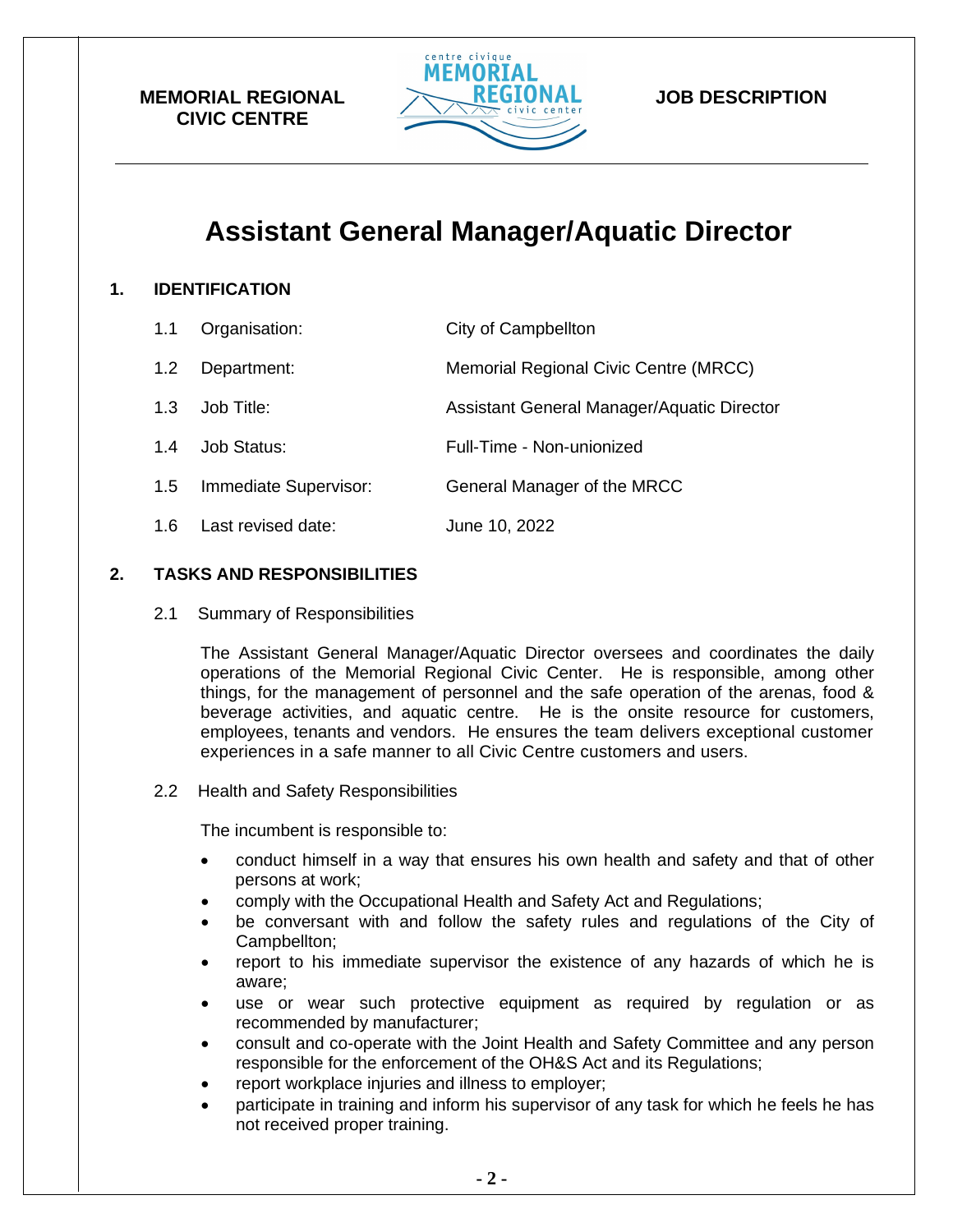**MEMORIAL REGIONAL CIVIC CENTRE**

**JOB DESCRIPTION**

# Assistant General Manager/Aquatic Director

## 1. IDENTIFICATION

| | | |
|---|---|---|
| 1.1 | Organisation: | City of Campbellton |
| 1.2 | Department: | Memorial Regional Civic Centre (MRCC) |
| 1.3 | Job Title: | Assistant General Manager/Aquatic Director |
| 1.4 | Job Status: | Full-Time - Non-unionized |
| 1.5 | Immediate Supervisor: | General Manager of the MRCC |
| 1.6 | Last revised date: | June 10, 2022 |

## 2. TASKS AND RESPONSIBILITIES

2.1 Summary of Responsibilities

The Assistant General Manager/Aquatic Director oversees and coordinates the daily operations of the Memorial Regional Civic Center. He is responsible, among other things, for the management of personnel and the safe operation of the arenas, food & beverage activities, and aquatic centre. He is the onsite resource for customers, employees, tenants and vendors. He ensures the team delivers exceptional customer experiences in a safe manner to all Civic Centre customers and users.

2.2 Health and Safety Responsibilities

The incumbent is responsible to:

- conduct himself in a way that ensures his own health and safety and that of other persons at work;
- comply with the Occupational Health and Safety Act and Regulations;
- be conversant with and follow the safety rules and regulations of the City of Campbellton;
- report to his immediate supervisor the existence of any hazards of which he is aware;
- use or wear such protective equipment as required by regulation or as recommended by manufacturer;
- consult and co-operate with the Joint Health and Safety Committee and any person responsible for the enforcement of the OH&S Act and its Regulations;
- report workplace injuries and illness to employer;
- participate in training and inform his supervisor of any task for which he feels he has not received proper training.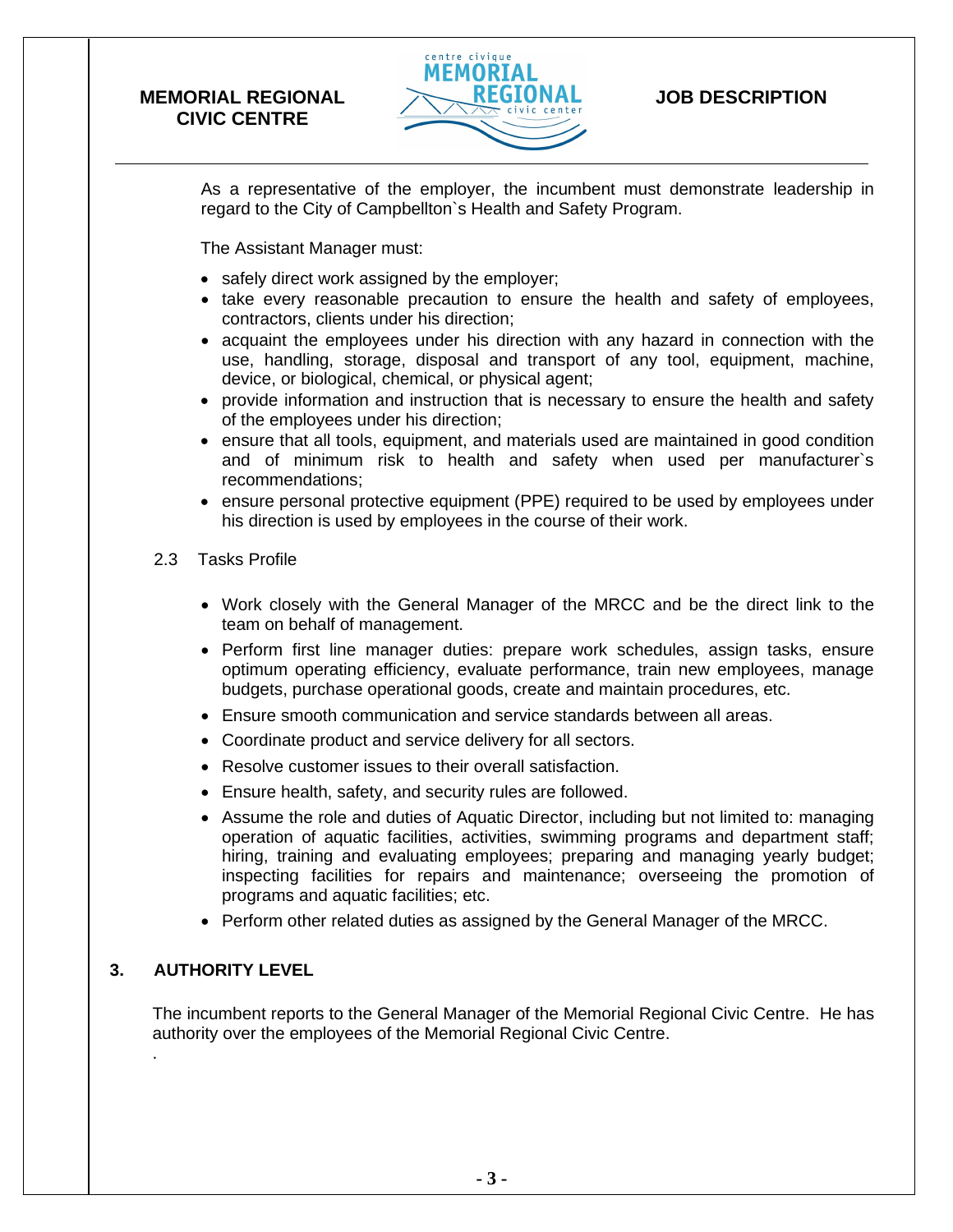As a representative of the employer, the incumbent must demonstrate leadership in regard to the City of Campbellton`s Health and Safety Program.

The Assistant Manager must:

- safely direct work assigned by the employer;
- take every reasonable precaution to ensure the health and safety of employees, contractors, clients under his direction;
- acquaint the employees under his direction with any hazard in connection with the use, handling, storage, disposal and transport of any tool, equipment, machine, device, or biological, chemical, or physical agent;
- provide information and instruction that is necessary to ensure the health and safety of the employees under his direction;
- ensure that all tools, equipment, and materials used are maintained in good condition and of minimum risk to health and safety when used per manufacturer`s recommendations;
- ensure personal protective equipment (PPE) required to be used by employees under his direction is used by employees in the course of their work.

2.3 Tasks Profile

- Work closely with the General Manager of the MRCC and be the direct link to the team on behalf of management.
- Perform first line manager duties: prepare work schedules, assign tasks, ensure optimum operating efficiency, evaluate performance, train new employees, manage budgets, purchase operational goods, create and maintain procedures, etc.
- Ensure smooth communication and service standards between all areas.
- Coordinate product and service delivery for all sectors.
- Resolve customer issues to their overall satisfaction.
- Ensure health, safety, and security rules are followed.
- Assume the role and duties of Aquatic Director, including but not limited to: managing operation of aquatic facilities, activities, swimming programs and department staff; hiring, training and evaluating employees; preparing and managing yearly budget; inspecting facilities for repairs and maintenance; overseeing the promotion of programs and aquatic facilities; etc.
- Perform other related duties as assigned by the General Manager of the MRCC.

## 3. AUTHORITY LEVEL

The incumbent reports to the General Manager of the Memorial Regional Civic Centre. He has authority over the employees of the Memorial Regional Civic Centre.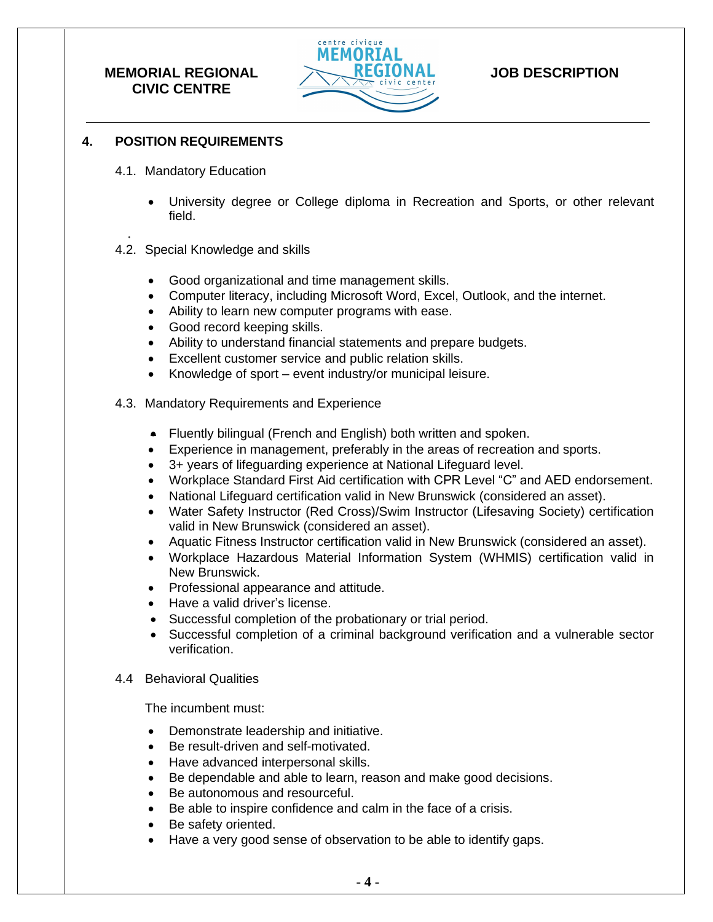## 4. POSITION REQUIREMENTS

4.1. Mandatory Education

- University degree or College diploma in Recreation and Sports, or other relevant field.

4.2. Special Knowledge and skills

- Good organizational and time management skills.
- Computer literacy, including Microsoft Word, Excel, Outlook, and the internet.
- Ability to learn new computer programs with ease.
- Good record keeping skills.
- Ability to understand financial statements and prepare budgets.
- Excellent customer service and public relation skills.
- Knowledge of sport – event industry/or municipal leisure.

4.3. Mandatory Requirements and Experience

- Fluently bilingual (French and English) both written and spoken.
- Experience in management, preferably in the areas of recreation and sports.
- 3+ years of lifeguarding experience at National Lifeguard level.
- Workplace Standard First Aid certification with CPR Level "C" and AED endorsement.
- National Lifeguard certification valid in New Brunswick (considered an asset).
- Water Safety Instructor (Red Cross)/Swim Instructor (Lifesaving Society) certification valid in New Brunswick (considered an asset).
- Aquatic Fitness Instructor certification valid in New Brunswick (considered an asset).
- Workplace Hazardous Material Information System (WHMIS) certification valid in New Brunswick.
- Professional appearance and attitude.
- Have a valid driver's license.
- Successful completion of the probationary or trial period.
- Successful completion of a criminal background verification and a vulnerable sector verification.

4.4 Behavioral Qualities

The incumbent must:

- Demonstrate leadership and initiative.
- Be result-driven and self-motivated.
- Have advanced interpersonal skills.
- Be dependable and able to learn, reason and make good decisions.
- Be autonomous and resourceful.
- Be able to inspire confidence and calm in the face of a crisis.
- Be safety oriented.
- Have a very good sense of observation to be able to identify gaps.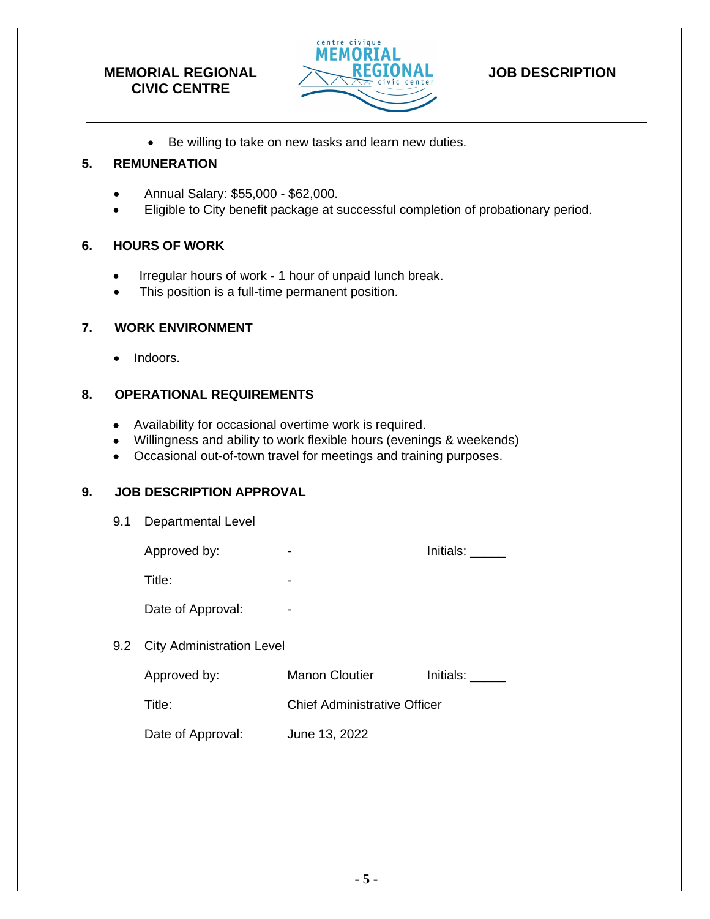- Be willing to take on new tasks and learn new duties.

## 5. REMUNERATION

- Annual Salary: $55,000 - $62,000.
- Eligible to City benefit package at successful completion of probationary period.

## 6. HOURS OF WORK

- Irregular hours of work - 1 hour of unpaid lunch break.
- This position is a full-time permanent position.

## 7. WORK ENVIRONMENT

- Indoors.

## 8. OPERATIONAL REQUIREMENTS

- Availability for occasional overtime work is required.
- Willingness and ability to work flexible hours (evenings & weekends)
- Occasional out-of-town travel for meetings and training purposes.

## 9. JOB DESCRIPTION APPROVAL

### 9.1 Departmental Level

| | | |
|---|---|---|
| Approved by: | - | Initials: _____ |
| Title: | - | |
| Date of Approval: | - | |

### 9.2 City Administration Level

| | | |
|---|---|---|
| Approved by: | Manon Cloutier | Initials: _____ |
| Title: | Chief Administrative Officer | |
| Date of Approval: | June 13, 2022 | |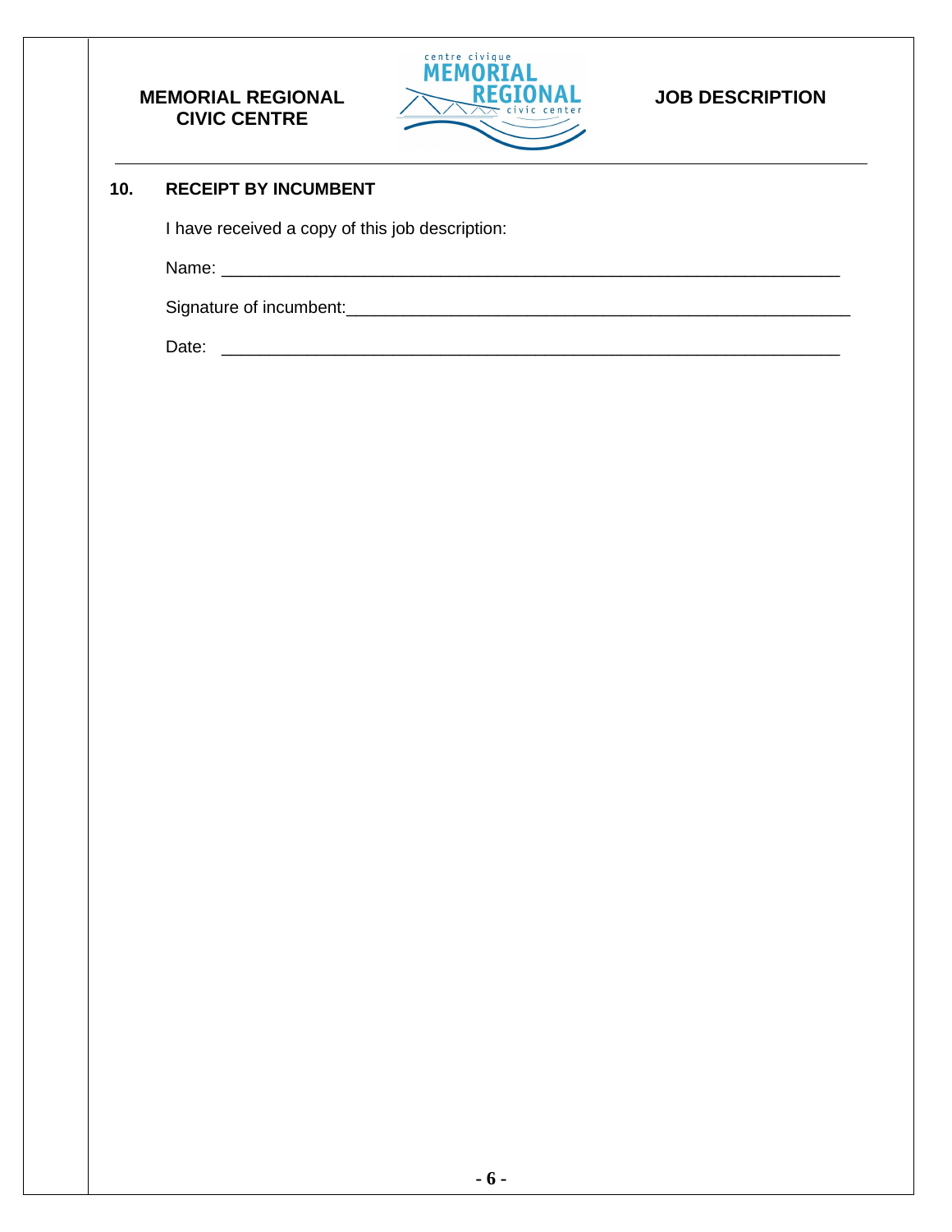## 10. RECEIPT BY INCUMBENT

I have received a copy of this job description:

Name: ___________________________________________________________________

Signature of incumbent:_______________________________________________________

Date: ___________________________________________________________________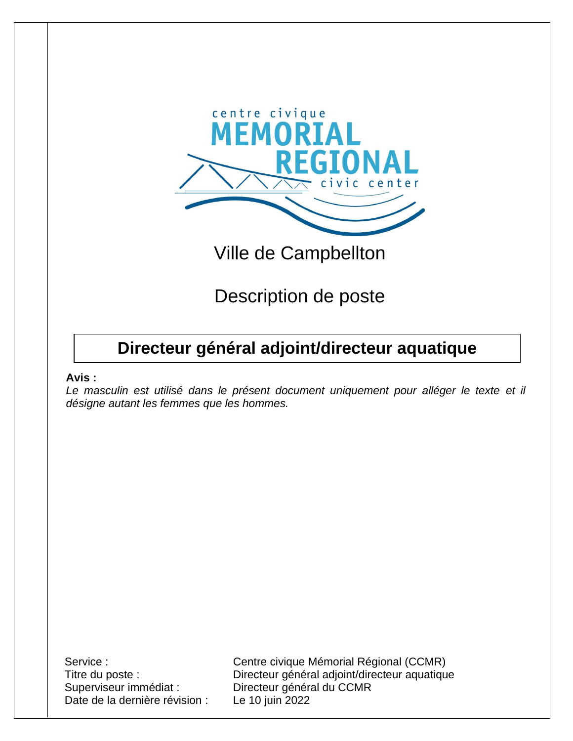Ville de Campbellton

Description de poste

# Directeur général adjoint/directeur aquatique

**Avis :**
*Le masculin est utilisé dans le présent document uniquement pour alléger le texte et il désigne autant les femmes que les hommes.*

| | |
|---|---|
| Service : | Centre civique Mémorial Régional (CCMR) |
| Titre du poste : | Directeur général adjoint/directeur aquatique |
| Superviseur immédiat : | Directeur général du CCMR |
| Date de la dernière révision : | Le 10 juin 2022 |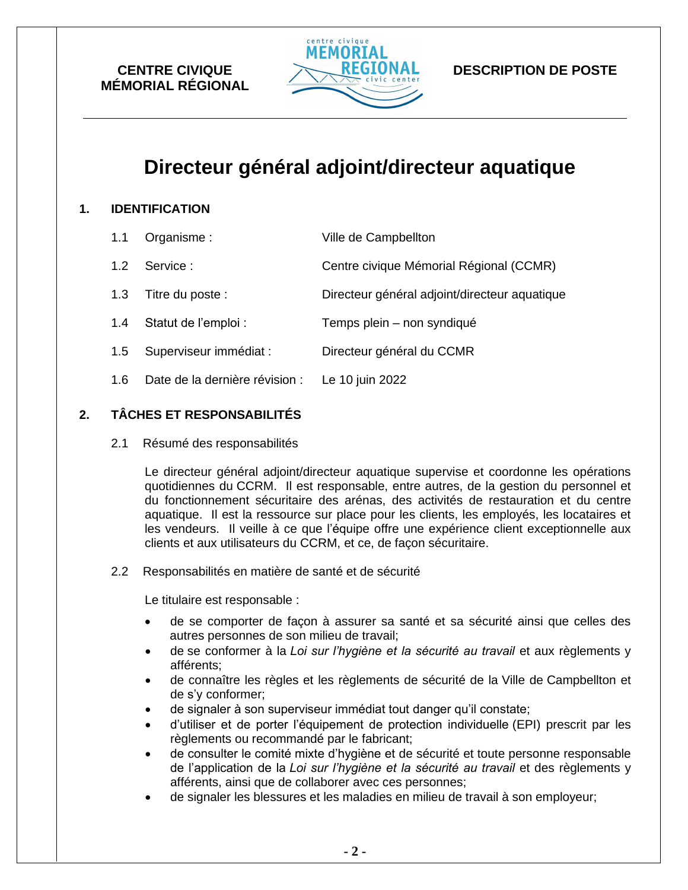**CENTRE CIVIQUE MÉMORIAL RÉGIONAL**

**DESCRIPTION DE POSTE**

# Directeur général adjoint/directeur aquatique

## 1. IDENTIFICATION

| | | |
|---|---|---|
| 1.1 | Organisme : | Ville de Campbellton |
| 1.2 | Service : | Centre civique Mémorial Régional (CCMR) |
| 1.3 | Titre du poste : | Directeur général adjoint/directeur aquatique |
| 1.4 | Statut de l'emploi : | Temps plein – non syndiqué |
| 1.5 | Superviseur immédiat : | Directeur général du CCMR |
| 1.6 | Date de la dernière révision : | Le 10 juin 2022 |

## 2. TÂCHES ET RESPONSABILITÉS

2.1 Résumé des responsabilités

Le directeur général adjoint/directeur aquatique supervise et coordonne les opérations quotidiennes du CCRM. Il est responsable, entre autres, de la gestion du personnel et du fonctionnement sécuritaire des arénas, des activités de restauration et du centre aquatique. Il est la ressource sur place pour les clients, les employés, les locataires et les vendeurs. Il veille à ce que l'équipe offre une expérience client exceptionnelle aux clients et aux utilisateurs du CCRM, et ce, de façon sécuritaire.

2.2 Responsabilités en matière de santé et de sécurité

Le titulaire est responsable :

- de se comporter de façon à assurer sa santé et sa sécurité ainsi que celles des autres personnes de son milieu de travail;
- de se conformer à la *Loi sur l'hygiène et la sécurité au travail* et aux règlements y afférents;
- de connaître les règles et les règlements de sécurité de la Ville de Campbellton et de s'y conformer;
- de signaler à son superviseur immédiat tout danger qu'il constate;
- d'utiliser et de porter l'équipement de protection individuelle (EPI) prescrit par les règlements ou recommandé par le fabricant;
- de consulter le comité mixte d'hygiène et de sécurité et toute personne responsable de l'application de la *Loi sur l'hygiène et la sécurité au travail* et des règlements y afférents, ainsi que de collaborer avec ces personnes;
- de signaler les blessures et les maladies en milieu de travail à son employeur;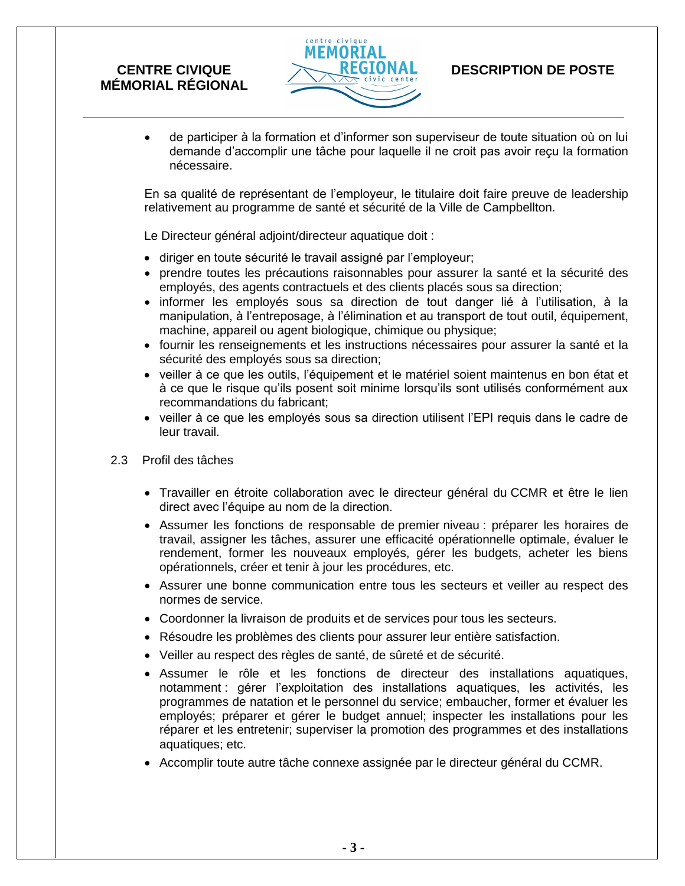- de participer à la formation et d'informer son superviseur de toute situation où on lui demande d'accomplir une tâche pour laquelle il ne croit pas avoir reçu la formation nécessaire.

En sa qualité de représentant de l'employeur, le titulaire doit faire preuve de leadership relativement au programme de santé et sécurité de la Ville de Campbellton.

Le Directeur général adjoint/directeur aquatique doit :

- diriger en toute sécurité le travail assigné par l'employeur;
- prendre toutes les précautions raisonnables pour assurer la santé et la sécurité des employés, des agents contractuels et des clients placés sous sa direction;
- informer les employés sous sa direction de tout danger lié à l'utilisation, à la manipulation, à l'entreposage, à l'élimination et au transport de tout outil, équipement, machine, appareil ou agent biologique, chimique ou physique;
- fournir les renseignements et les instructions nécessaires pour assurer la santé et la sécurité des employés sous sa direction;
- veiller à ce que les outils, l'équipement et le matériel soient maintenus en bon état et à ce que le risque qu'ils posent soit minime lorsqu'ils sont utilisés conformément aux recommandations du fabricant;
- veiller à ce que les employés sous sa direction utilisent l'EPI requis dans le cadre de leur travail.

### 2.3 Profil des tâches

- Travailler en étroite collaboration avec le directeur général du CCMR et être le lien direct avec l'équipe au nom de la direction.
- Assumer les fonctions de responsable de premier niveau : préparer les horaires de travail, assigner les tâches, assurer une efficacité opérationnelle optimale, évaluer le rendement, former les nouveaux employés, gérer les budgets, acheter les biens opérationnels, créer et tenir à jour les procédures, etc.
- Assurer une bonne communication entre tous les secteurs et veiller au respect des normes de service.
- Coordonner la livraison de produits et de services pour tous les secteurs.
- Résoudre les problèmes des clients pour assurer leur entière satisfaction.
- Veiller au respect des règles de santé, de sûreté et de sécurité.
- Assumer le rôle et les fonctions de directeur des installations aquatiques, notamment : gérer l'exploitation des installations aquatiques, les activités, les programmes de natation et le personnel du service; embaucher, former et évaluer les employés; préparer et gérer le budget annuel; inspecter les installations pour les réparer et les entretenir; superviser la promotion des programmes et des installations aquatiques; etc.
- Accomplir toute autre tâche connexe assignée par le directeur général du CCMR.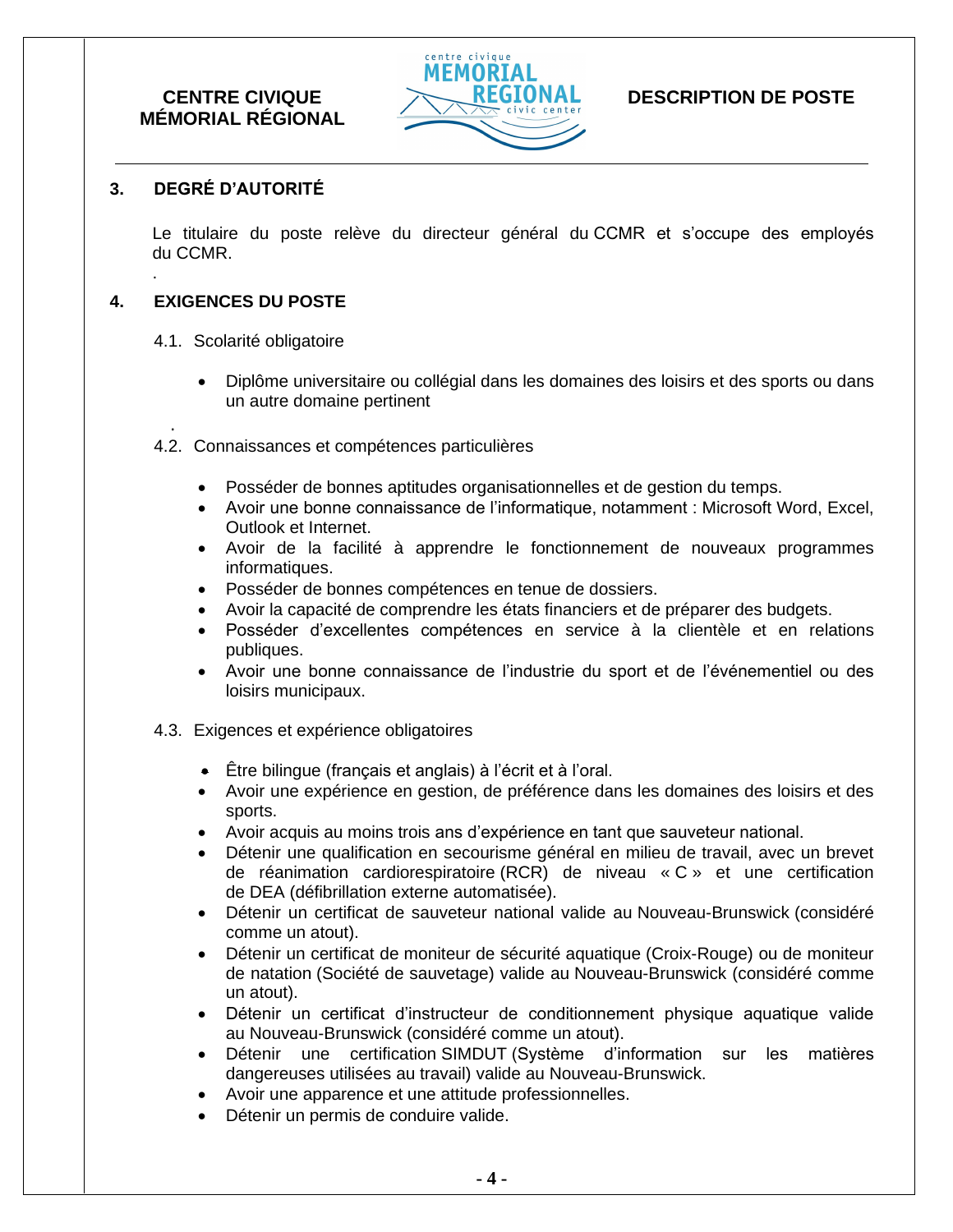## 3. DEGRÉ D'AUTORITÉ

Le titulaire du poste relève du directeur général du CCMR et s'occupe des employés du CCMR.

## 4. EXIGENCES DU POSTE

### 4.1. Scolarité obligatoire

- Diplôme universitaire ou collégial dans les domaines des loisirs et des sports ou dans un autre domaine pertinent

### 4.2. Connaissances et compétences particulières

- Posséder de bonnes aptitudes organisationnelles et de gestion du temps.
- Avoir une bonne connaissance de l'informatique, notamment : Microsoft Word, Excel, Outlook et Internet.
- Avoir de la facilité à apprendre le fonctionnement de nouveaux programmes informatiques.
- Posséder de bonnes compétences en tenue de dossiers.
- Avoir la capacité de comprendre les états financiers et de préparer des budgets.
- Posséder d'excellentes compétences en service à la clientèle et en relations publiques.
- Avoir une bonne connaissance de l'industrie du sport et de l'événementiel ou des loisirs municipaux.

### 4.3. Exigences et expérience obligatoires

- Être bilingue (français et anglais) à l'écrit et à l'oral.
- Avoir une expérience en gestion, de préférence dans les domaines des loisirs et des sports.
- Avoir acquis au moins trois ans d'expérience en tant que sauveteur national.
- Détenir une qualification en secourisme général en milieu de travail, avec un brevet de réanimation cardiorespiratoire (RCR) de niveau « C » et une certification de DEA (défibrillation externe automatisée).
- Détenir un certificat de sauveteur national valide au Nouveau-Brunswick (considéré comme un atout).
- Détenir un certificat de moniteur de sécurité aquatique (Croix-Rouge) ou de moniteur de natation (Société de sauvetage) valide au Nouveau-Brunswick (considéré comme un atout).
- Détenir un certificat d'instructeur de conditionnement physique aquatique valide au Nouveau-Brunswick (considéré comme un atout).
- Détenir une certification SIMDUT (Système d'information sur les matières dangereuses utilisées au travail) valide au Nouveau-Brunswick.
- Avoir une apparence et une attitude professionnelles.
- Détenir un permis de conduire valide.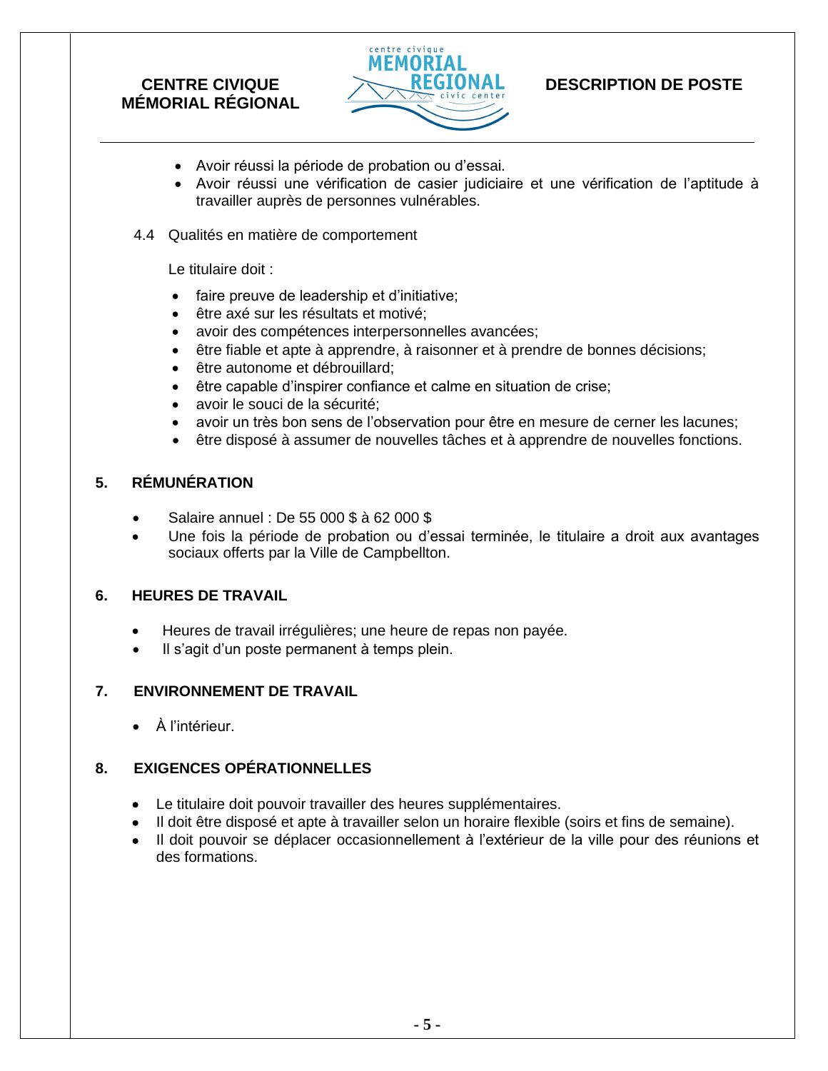- Avoir réussi la période de probation ou d'essai.
- Avoir réussi une vérification de casier judiciaire et une vérification de l'aptitude à travailler auprès de personnes vulnérables.

4.4 Qualités en matière de comportement

Le titulaire doit :

- faire preuve de leadership et d'initiative;
- être axé sur les résultats et motivé;
- avoir des compétences interpersonnelles avancées;
- être fiable et apte à apprendre, à raisonner et à prendre de bonnes décisions;
- être autonome et débrouillard;
- être capable d'inspirer confiance et calme en situation de crise;
- avoir le souci de la sécurité;
- avoir un très bon sens de l'observation pour être en mesure de cerner les lacunes;
- être disposé à assumer de nouvelles tâches et à apprendre de nouvelles fonctions.

## 5. RÉMUNÉRATION

- Salaire annuel : De 55 000 $ à 62 000 $
- Une fois la période de probation ou d'essai terminée, le titulaire a droit aux avantages sociaux offerts par la Ville de Campbellton.

## 6. HEURES DE TRAVAIL

- Heures de travail irrégulières; une heure de repas non payée.
- Il s'agit d'un poste permanent à temps plein.

## 7. ENVIRONNEMENT DE TRAVAIL

- À l'intérieur.

## 8. EXIGENCES OPÉRATIONNELLES

- Le titulaire doit pouvoir travailler des heures supplémentaires.
- Il doit être disposé et apte à travailler selon un horaire flexible (soirs et fins de semaine).
- Il doit pouvoir se déplacer occasionnellement à l'extérieur de la ville pour des réunions et des formations.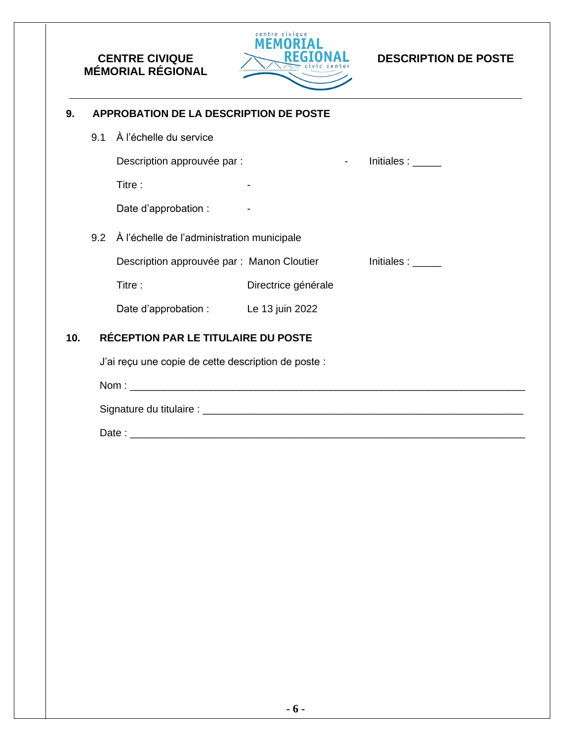## 9. APPROBATION DE LA DESCRIPTION DE POSTE

9.1 À l'échelle du service

Description approuvée par : - Initiales : _____

Titre : -

Date d'approbation : -

9.2 À l'échelle de l'administration municipale

Description approuvée par : Manon Cloutier Initiales : _____

Titre : Directrice générale

Date d'approbation : Le 13 juin 2022

## 10. RÉCEPTION PAR LE TITULAIRE DU POSTE

J'ai reçu une copie de cette description de poste :

Nom : ____________________________________________________________________

Signature du titulaire : ____________________________________________________

Date : ____________________________________________________________________